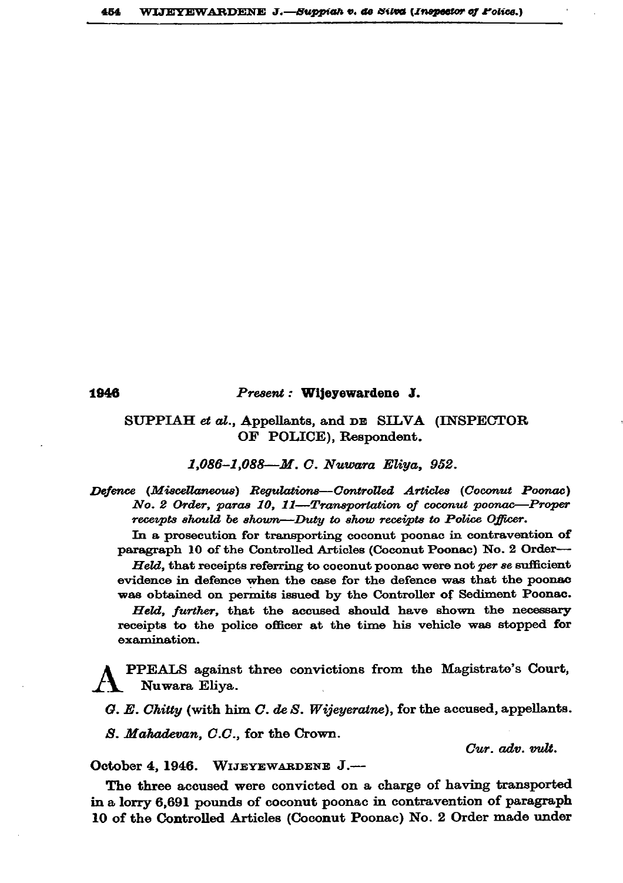1946 *Present :* **Wijeyewardene J.**

SUPPIAH *et al.*, Appellants, and DE SILVA (INSPECTOR OF POLICE), Respondent.

*1,086–1,088—M. C. Nuwara Eliya, 952.*

*Defence (Miscellaneous) Regulations—Controlled Articles (Coconut Poonac) No. 2 Order, paras 10, 11—Transportation of coconut poonac—Proper receipts should be shown—Duty to show receipts to Police Officer.*

In a prosecution for transporting coconut poonac in contravention of paragraph 10 of the Controlled Articles (Coconut Poonac) No. 2 Order—

*Held,* that receipts referring to coconut poonac were not *per se* sufficient evidence in defence when the case for the defence was that the poonac was obtained on permits issued by the Controller of Sediment Poonac.

*Held, further,* that the accused should have shown the necessary receipts to the police officer at the time his vehicle was stopped for examination.

APPEALS against three convictions from the Magistrate's Court, Nuwara Eliya.

*G. E. Chitty* (with him *C. de S. Wijeyeratne*), for the accused, appellants.

*S. Mahadevan, C.C.*, for the Crown.

*Cur. adv. vult.*

October 4, 1946. WIJEYEWARDENE J.—

The three accused were convicted on a charge of having transported in a lorry 6,691 pounds of coconut poonac in contravention of paragraph 10 of the Controlled Articles (Coconut Poonac) No. 2 Order made under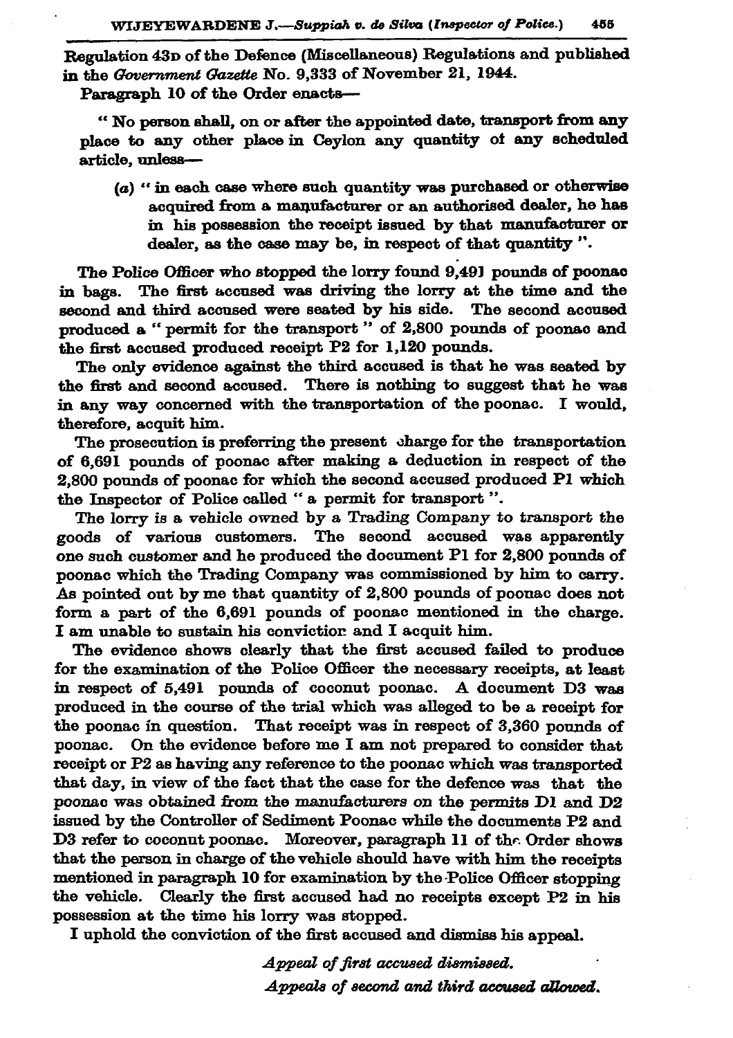Regulation 43D of the Defence (Miscellaneous) Regulations and published in the *Government Gazette* No. 9,333 of November 21, 1944.

Paragraph 10 of the Order enacts—

" No person shall, on or after the appointed date, transport from any place to any other place in Ceylon any quantity of any scheduled article, unless—

(a) " in each case where such quantity was purchased or otherwise acquired from a manufacturer or an authorised dealer, he has in his possession the receipt issued by that manufacturer or dealer, as the case may be, in respect of that quantity ".

The Police Officer who stopped the lorry found 9,491 pounds of poonac in bags. The first accused was driving the lorry at the time and the second and third accused were seated by his side. The second accused produced a " permit for the transport " of 2,800 pounds of poonac and the first accused produced receipt P2 for 1,120 pounds.

The only evidence against the third accused is that he was seated by the first and second accused. There is nothing to suggest that he was in any way concerned with the transportation of the poonac. I would, therefore, acquit him.

The prosecution is preferring the present charge for the transportation of 6,691 pounds of poonac after making a deduction in respect of the 2,800 pounds of poonac for which the second accused produced P1 which the Inspector of Police called " a permit for transport ".

The lorry is a vehicle owned by a Trading Company to transport the goods of various customers. The second accused was apparently one such customer and he produced the document P1 for 2,800 pounds of poonac which the Trading Company was commissioned by him to carry. As pointed out by me that quantity of 2,800 pounds of poonac does not form a part of the 6,691 pounds of poonac mentioned in the charge. I am unable to sustain his conviction and I acquit him.

The evidence shows clearly that the first accused failed to produce for the examination of the Police Officer the necessary receipts, at least in respect of 5,491 pounds of coconut poonac. A document D3 was produced in the course of the trial which was alleged to be a receipt for the poonac in question. That receipt was in respect of 3,360 pounds of poonac. On the evidence before me I am not prepared to consider that receipt or P2 as having any reference to the poonac which was transported that day, in view of the fact that the case for the defence was that the poonac was obtained from the manufacturers on the permits D1 and D2 issued by the Controller of Sediment Poonac while the documents P2 and D3 refer to coconut poonac. Moreover, paragraph 11 of the Order shows that the person in charge of the vehicle should have with him the receipts mentioned in paragraph 10 for examination by the Police Officer stopping the vehicle. Clearly the first accused had no receipts except P2 in his possession at the time his lorry was stopped.

I uphold the conviction of the first accused and dismiss his appeal.

*Appeal of first accused dismissed.*

*Appeals of second and third accused allowed.*